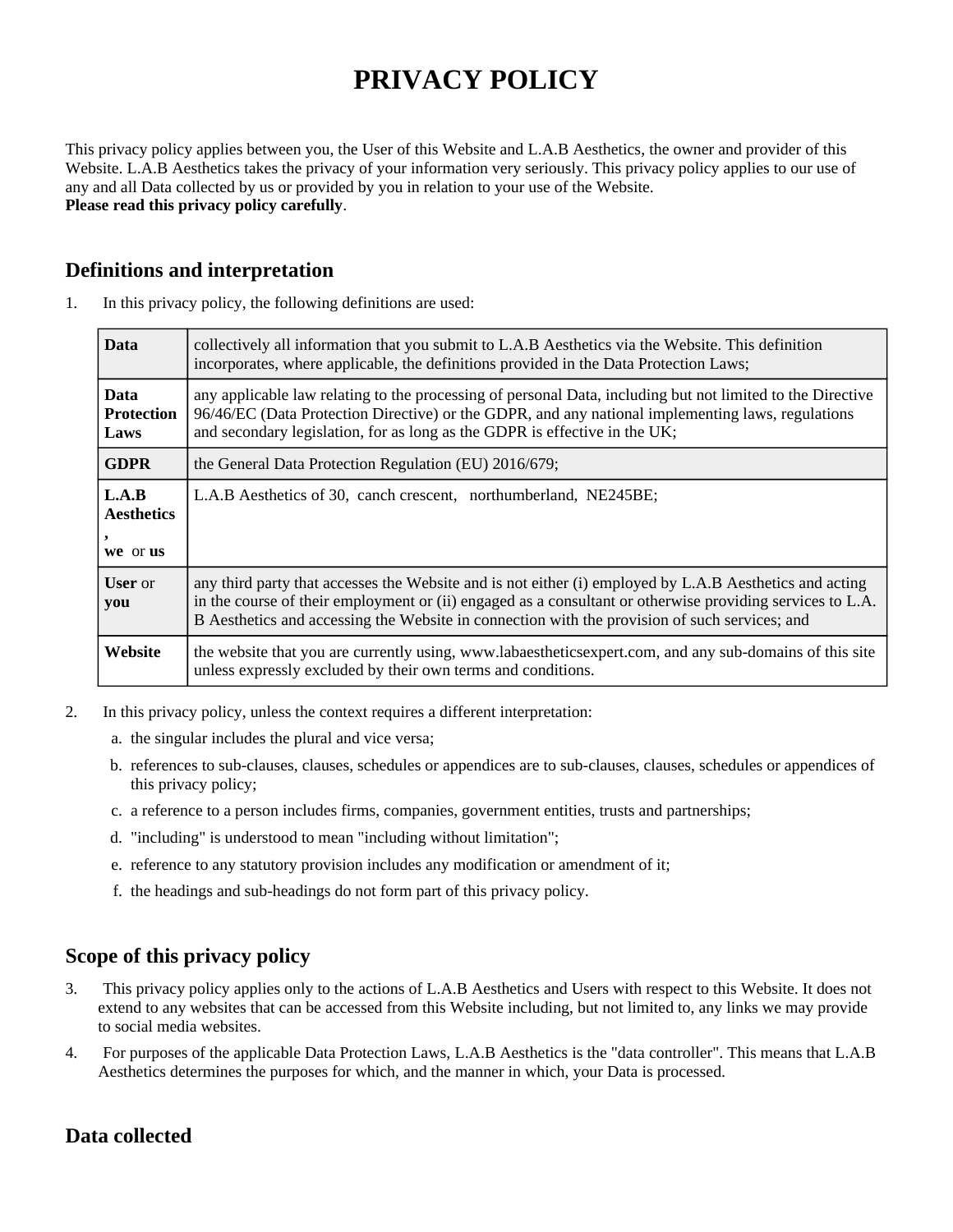# PRIVACY POLICY

This privacy policy applies between you, the User of this Website and L.A.B Aesthetics, the owner and provider of this Website. L.A.B Aesthetics takes the privacy of your information very seriously. This privacy policy applies to our use of any and all Data collected by us or provided by you in relation to your use of the Website.
**Please read this privacy policy carefully**.

## Definitions and interpretation

1. In this privacy policy, the following definitions are used:

| | |
|---|---|
| **Data** | collectively all information that you submit to L.A.B Aesthetics via the Website. This definition incorporates, where applicable, the definitions provided in the Data Protection Laws; |
| **Data Protection Laws** | any applicable law relating to the processing of personal Data, including but not limited to the Directive 96/46/EC (Data Protection Directive) or the GDPR, and any national implementing laws, regulations and secondary legislation, for as long as the GDPR is effective in the UK; |
| **GDPR** | the General Data Protection Regulation (EU) 2016/679; |
| **L.A.B Aesthetics , we** or **us** | L.A.B Aesthetics of 30, canch crescent, northumberland, NE245BE; |
| **User** or **you** | any third party that accesses the Website and is not either (i) employed by L.A.B Aesthetics and acting in the course of their employment or (ii) engaged as a consultant or otherwise providing services to L.A.B Aesthetics and accessing the Website in connection with the provision of such services; and |
| **Website** | the website that you are currently using, www.labaestheticsexpert.com, and any sub-domains of this site unless expressly excluded by their own terms and conditions. |

2. In this privacy policy, unless the context requires a different interpretation:
   a. the singular includes the plural and vice versa;
   b. references to sub-clauses, clauses, schedules or appendices are to sub-clauses, clauses, schedules or appendices of this privacy policy;
   c. a reference to a person includes firms, companies, government entities, trusts and partnerships;
   d. "including" is understood to mean "including without limitation";
   e. reference to any statutory provision includes any modification or amendment of it;
   f. the headings and sub-headings do not form part of this privacy policy.

## Scope of this privacy policy

3. This privacy policy applies only to the actions of L.A.B Aesthetics and Users with respect to this Website. It does not extend to any websites that can be accessed from this Website including, but not limited to, any links we may provide to social media websites.
4. For purposes of the applicable Data Protection Laws, L.A.B Aesthetics is the "data controller". This means that L.A.B Aesthetics determines the purposes for which, and the manner in which, your Data is processed.

## Data collected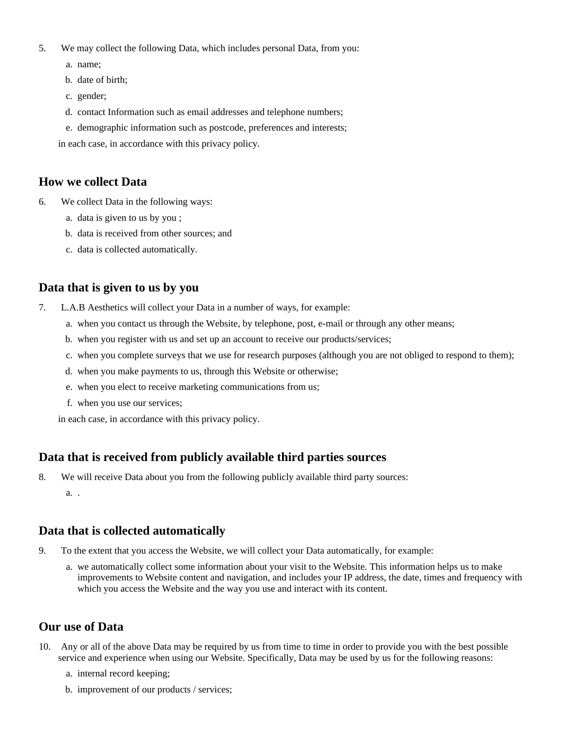5. We may collect the following Data, which includes personal Data, from you:
   a. name;
   b. date of birth;
   c. gender;
   d. contact Information such as email addresses and telephone numbers;
   e. demographic information such as postcode, preferences and interests;

   in each case, in accordance with this privacy policy.

## How we collect Data

6. We collect Data in the following ways:
   a. data is given to us by you ;
   b. data is received from other sources; and
   c. data is collected automatically.

## Data that is given to us by you

7. L.A.B Aesthetics will collect your Data in a number of ways, for example:
   a. when you contact us through the Website, by telephone, post, e-mail or through any other means;
   b. when you register with us and set up an account to receive our products/services;
   c. when you complete surveys that we use for research purposes (although you are not obliged to respond to them);
   d. when you make payments to us, through this Website or otherwise;
   e. when you elect to receive marketing communications from us;
   f. when you use our services;

   in each case, in accordance with this privacy policy.

## Data that is received from publicly available third parties sources

8. We will receive Data about you from the following publicly available third party sources:
   a. .

## Data that is collected automatically

9. To the extent that you access the Website, we will collect your Data automatically, for example:
   a. we automatically collect some information about your visit to the Website. This information helps us to make improvements to Website content and navigation, and includes your IP address, the date, times and frequency with which you access the Website and the way you use and interact with its content.

## Our use of Data

10. Any or all of the above Data may be required by us from time to time in order to provide you with the best possible service and experience when using our Website. Specifically, Data may be used by us for the following reasons:
    a. internal record keeping;
    b. improvement of our products / services;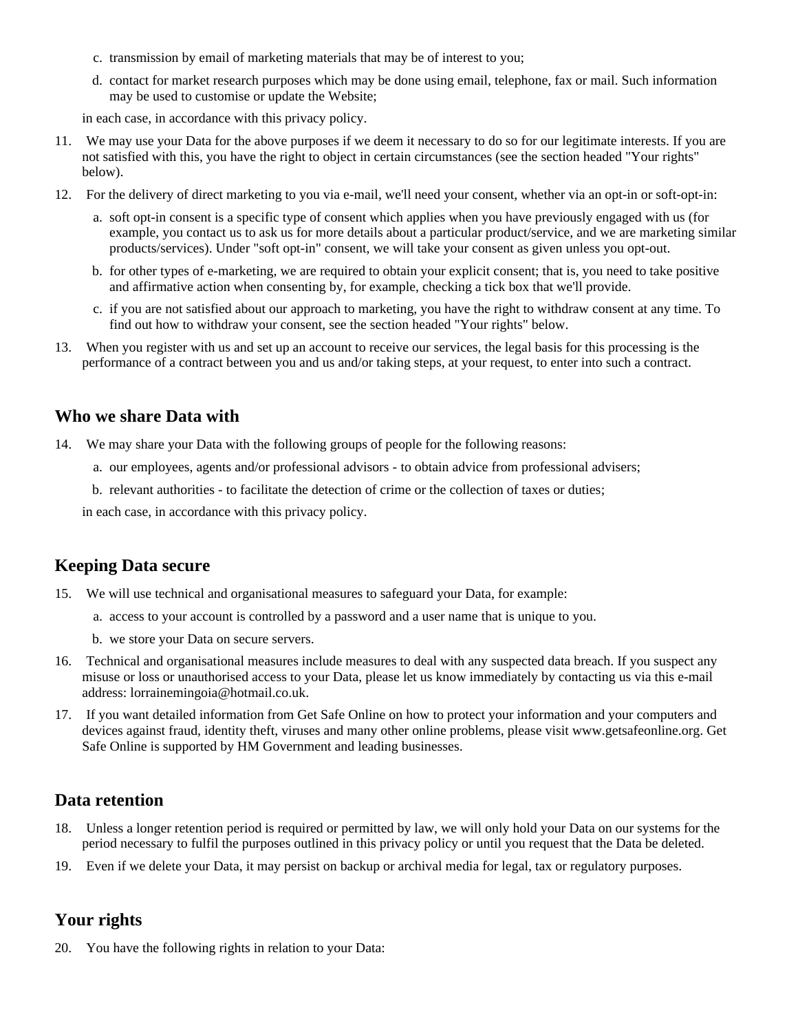c. transmission by email of marketing materials that may be of interest to you;

d. contact for market research purposes which may be done using email, telephone, fax or mail. Such information may be used to customise or update the Website;

in each case, in accordance with this privacy policy.

11. We may use your Data for the above purposes if we deem it necessary to do so for our legitimate interests. If you are not satisfied with this, you have the right to object in certain circumstances (see the section headed "Your rights" below).

12. For the delivery of direct marketing to you via e-mail, we'll need your consent, whether via an opt-in or soft-opt-in:

    a. soft opt-in consent is a specific type of consent which applies when you have previously engaged with us (for example, you contact us to ask us for more details about a particular product/service, and we are marketing similar products/services). Under "soft opt-in" consent, we will take your consent as given unless you opt-out.

    b. for other types of e-marketing, we are required to obtain your explicit consent; that is, you need to take positive and affirmative action when consenting by, for example, checking a tick box that we'll provide.

    c. if you are not satisfied about our approach to marketing, you have the right to withdraw consent at any time. To find out how to withdraw your consent, see the section headed "Your rights" below.

13. When you register with us and set up an account to receive our services, the legal basis for this processing is the performance of a contract between you and us and/or taking steps, at your request, to enter into such a contract.

## Who we share Data with

14. We may share your Data with the following groups of people for the following reasons:

    a. our employees, agents and/or professional advisors - to obtain advice from professional advisers;

    b. relevant authorities - to facilitate the detection of crime or the collection of taxes or duties;

    in each case, in accordance with this privacy policy.

## Keeping Data secure

15. We will use technical and organisational measures to safeguard your Data, for example:

    a. access to your account is controlled by a password and a user name that is unique to you.

    b. we store your Data on secure servers.

16. Technical and organisational measures include measures to deal with any suspected data breach. If you suspect any misuse or loss or unauthorised access to your Data, please let us know immediately by contacting us via this e-mail address: lorrainemingoia@hotmail.co.uk.

17. If you want detailed information from Get Safe Online on how to protect your information and your computers and devices against fraud, identity theft, viruses and many other online problems, please visit www.getsafeonline.org. Get Safe Online is supported by HM Government and leading businesses.

## Data retention

18. Unless a longer retention period is required or permitted by law, we will only hold your Data on our systems for the period necessary to fulfil the purposes outlined in this privacy policy or until you request that the Data be deleted.

19. Even if we delete your Data, it may persist on backup or archival media for legal, tax or regulatory purposes.

## Your rights

20. You have the following rights in relation to your Data: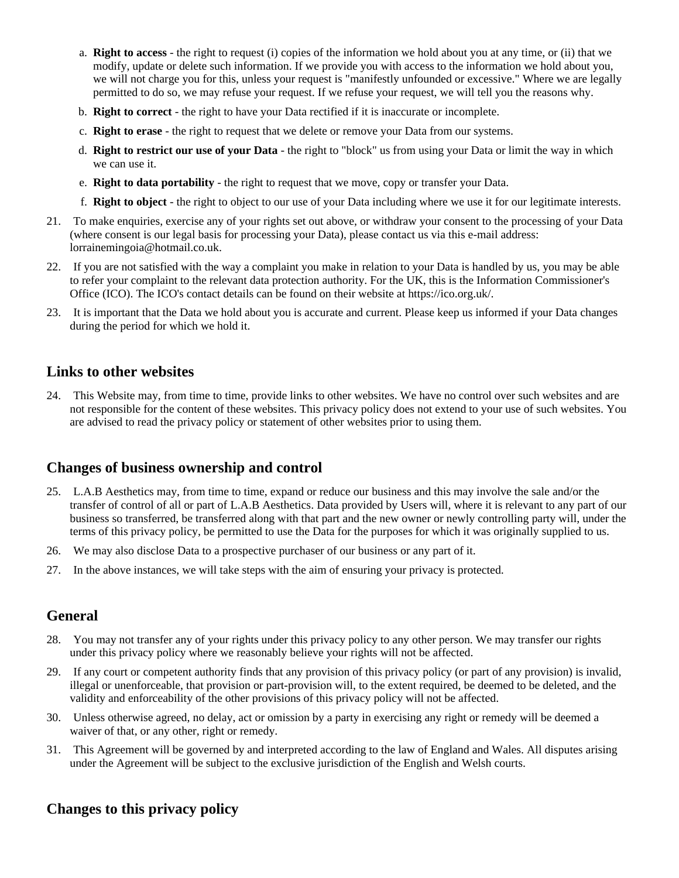a. **Right to access** - the right to request (i) copies of the information we hold about you at any time, or (ii) that we modify, update or delete such information. If we provide you with access to the information we hold about you, we will not charge you for this, unless your request is "manifestly unfounded or excessive." Where we are legally permitted to do so, we may refuse your request. If we refuse your request, we will tell you the reasons why.
b. **Right to correct** - the right to have your Data rectified if it is inaccurate or incomplete.
c. **Right to erase** - the right to request that we delete or remove your Data from our systems.
d. **Right to restrict our use of your Data** - the right to "block" us from using your Data or limit the way in which we can use it.
e. **Right to data portability** - the right to request that we move, copy or transfer your Data.
f. **Right to object** - the right to object to our use of your Data including where we use it for our legitimate interests.

21. To make enquiries, exercise any of your rights set out above, or withdraw your consent to the processing of your Data (where consent is our legal basis for processing your Data), please contact us via this e-mail address: lorrainemingoia@hotmail.co.uk.
22. If you are not satisfied with the way a complaint you make in relation to your Data is handled by us, you may be able to refer your complaint to the relevant data protection authority. For the UK, this is the Information Commissioner's Office (ICO). The ICO's contact details can be found on their website at https://ico.org.uk/.
23. It is important that the Data we hold about you is accurate and current. Please keep us informed if your Data changes during the period for which we hold it.

## Links to other websites

24. This Website may, from time to time, provide links to other websites. We have no control over such websites and are not responsible for the content of these websites. This privacy policy does not extend to your use of such websites. You are advised to read the privacy policy or statement of other websites prior to using them.

## Changes of business ownership and control

25. L.A.B Aesthetics may, from time to time, expand or reduce our business and this may involve the sale and/or the transfer of control of all or part of L.A.B Aesthetics. Data provided by Users will, where it is relevant to any part of our business so transferred, be transferred along with that part and the new owner or newly controlling party will, under the terms of this privacy policy, be permitted to use the Data for the purposes for which it was originally supplied to us.
26. We may also disclose Data to a prospective purchaser of our business or any part of it.
27. In the above instances, we will take steps with the aim of ensuring your privacy is protected.

## General

28. You may not transfer any of your rights under this privacy policy to any other person. We may transfer our rights under this privacy policy where we reasonably believe your rights will not be affected.
29. If any court or competent authority finds that any provision of this privacy policy (or part of any provision) is invalid, illegal or unenforceable, that provision or part-provision will, to the extent required, be deemed to be deleted, and the validity and enforceability of the other provisions of this privacy policy will not be affected.
30. Unless otherwise agreed, no delay, act or omission by a party in exercising any right or remedy will be deemed a waiver of that, or any other, right or remedy.
31. This Agreement will be governed by and interpreted according to the law of England and Wales. All disputes arising under the Agreement will be subject to the exclusive jurisdiction of the English and Welsh courts.

## Changes to this privacy policy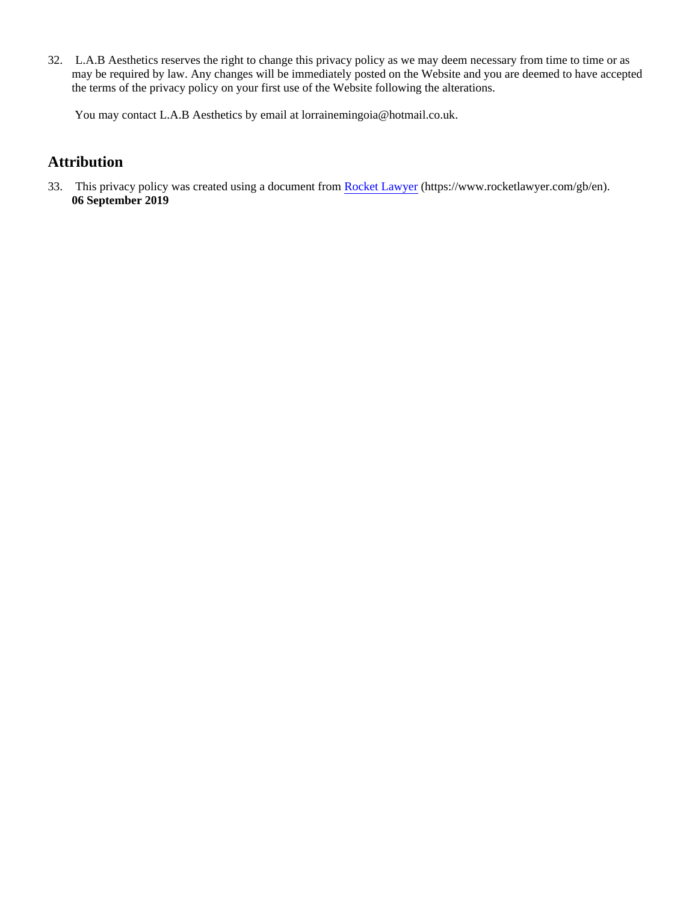32. L.A.B Aesthetics reserves the right to change this privacy policy as we may deem necessary from time to time or as may be required by law. Any changes will be immediately posted on the Website and you are deemed to have accepted the terms of the privacy policy on your first use of the Website following the alterations.

    You may contact L.A.B Aesthetics by email at lorrainemingoia@hotmail.co.uk.

## Attribution

33. This privacy policy was created using a document from [Rocket Lawyer](https://www.rocketlawyer.com/gb/en) (https://www.rocketlawyer.com/gb/en).
    **06 September 2019**